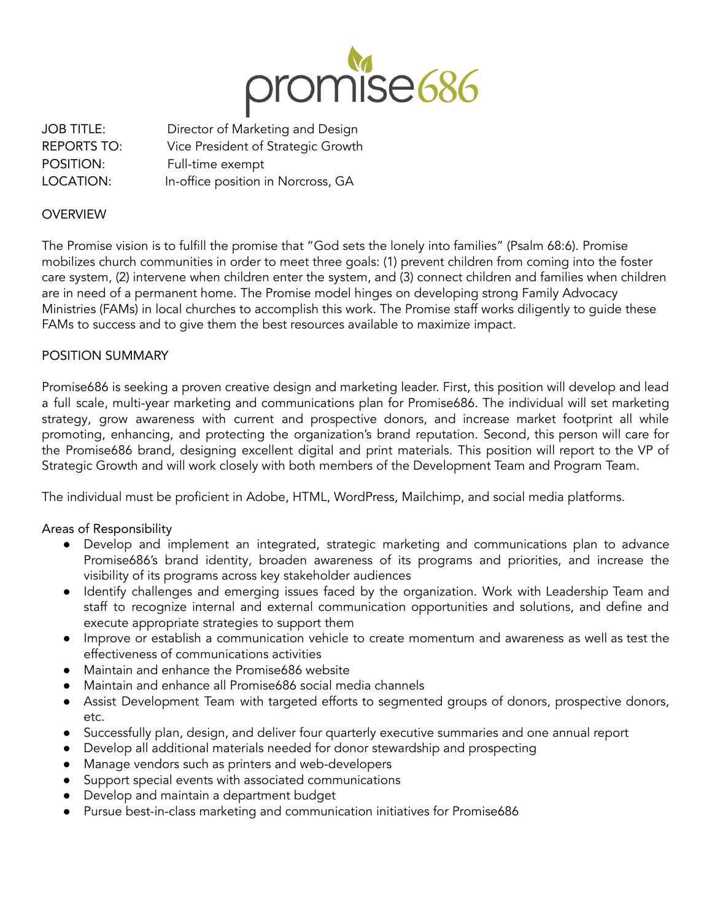promise686

| | |
|---|---|
| JOB TITLE: | Director of Marketing and Design |
| REPORTS TO: | Vice President of Strategic Growth |
| POSITION: | Full-time exempt |
| LOCATION: | In-office position in Norcross, GA |

## OVERVIEW

The Promise vision is to fulfill the promise that "God sets the lonely into families" (Psalm 68:6). Promise mobilizes church communities in order to meet three goals: (1) prevent children from coming into the foster care system, (2) intervene when children enter the system, and (3) connect children and families when children are in need of a permanent home. The Promise model hinges on developing strong Family Advocacy Ministries (FAMs) in local churches to accomplish this work. The Promise staff works diligently to guide these FAMs to success and to give them the best resources available to maximize impact.

## POSITION SUMMARY

Promise686 is seeking a proven creative design and marketing leader. First, this position will develop and lead a full scale, multi-year marketing and communications plan for Promise686. The individual will set marketing strategy, grow awareness with current and prospective donors, and increase market footprint all while promoting, enhancing, and protecting the organization's brand reputation. Second, this person will care for the Promise686 brand, designing excellent digital and print materials. This position will report to the VP of Strategic Growth and will work closely with both members of the Development Team and Program Team.

The individual must be proficient in Adobe, HTML, WordPress, Mailchimp, and social media platforms.

### Areas of Responsibility

- Develop and implement an integrated, strategic marketing and communications plan to advance Promise686's brand identity, broaden awareness of its programs and priorities, and increase the visibility of its programs across key stakeholder audiences
- Identify challenges and emerging issues faced by the organization. Work with Leadership Team and staff to recognize internal and external communication opportunities and solutions, and define and execute appropriate strategies to support them
- Improve or establish a communication vehicle to create momentum and awareness as well as test the effectiveness of communications activities
- Maintain and enhance the Promise686 website
- Maintain and enhance all Promise686 social media channels
- Assist Development Team with targeted efforts to segmented groups of donors, prospective donors, etc.
- Successfully plan, design, and deliver four quarterly executive summaries and one annual report
- Develop all additional materials needed for donor stewardship and prospecting
- Manage vendors such as printers and web-developers
- Support special events with associated communications
- Develop and maintain a department budget
- Pursue best-in-class marketing and communication initiatives for Promise686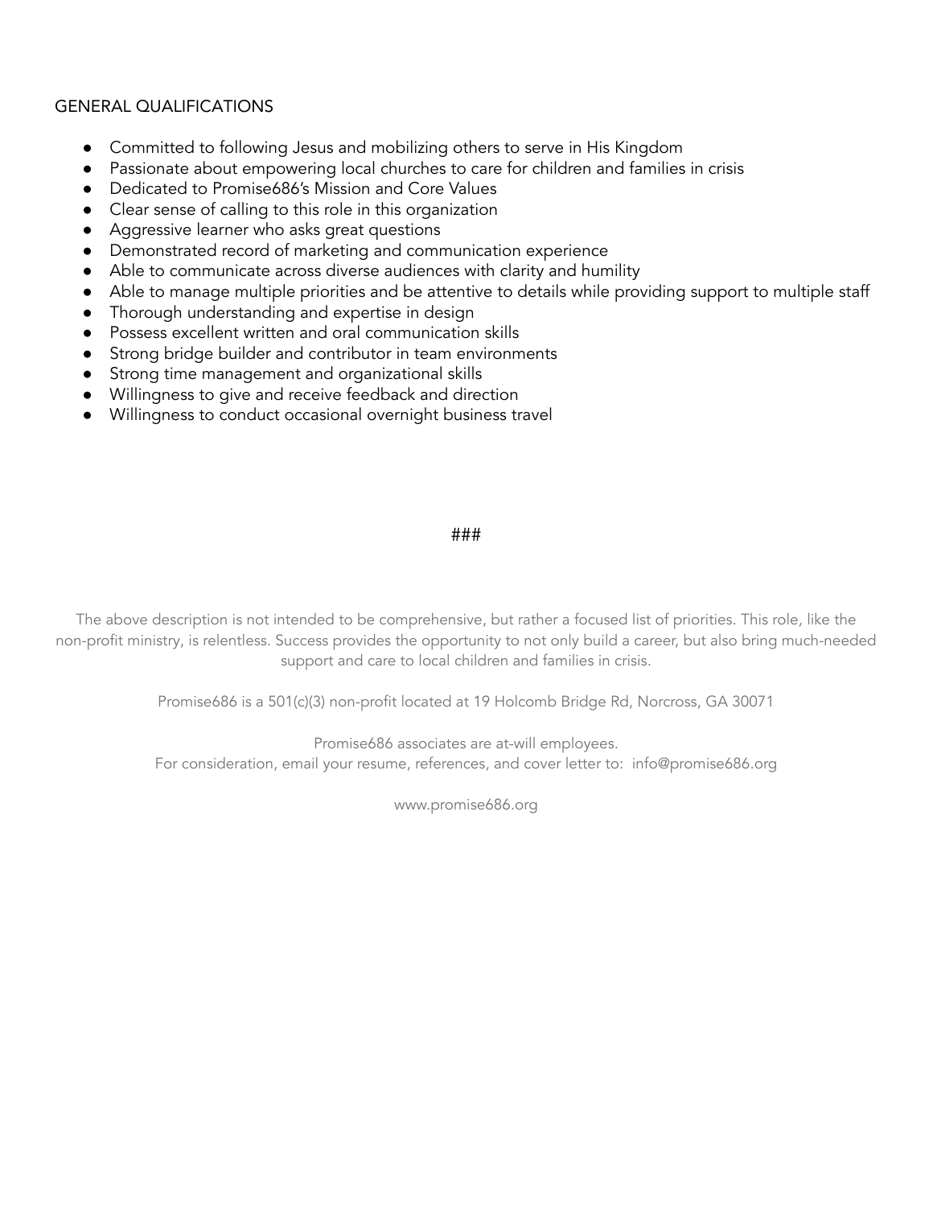## GENERAL QUALIFICATIONS

- Committed to following Jesus and mobilizing others to serve in His Kingdom
- Passionate about empowering local churches to care for children and families in crisis
- Dedicated to Promise686's Mission and Core Values
- Clear sense of calling to this role in this organization
- Aggressive learner who asks great questions
- Demonstrated record of marketing and communication experience
- Able to communicate across diverse audiences with clarity and humility
- Able to manage multiple priorities and be attentive to details while providing support to multiple staff
- Thorough understanding and expertise in design
- Possess excellent written and oral communication skills
- Strong bridge builder and contributor in team environments
- Strong time management and organizational skills
- Willingness to give and receive feedback and direction
- Willingness to conduct occasional overnight business travel

###

The above description is not intended to be comprehensive, but rather a focused list of priorities. This role, like the non-profit ministry, is relentless. Success provides the opportunity to not only build a career, but also bring much-needed support and care to local children and families in crisis.

Promise686 is a 501(c)(3) non-profit located at 19 Holcomb Bridge Rd, Norcross, GA 30071

Promise686 associates are at-will employees.
For consideration, email your resume, references, and cover letter to: info@promise686.org

www.promise686.org